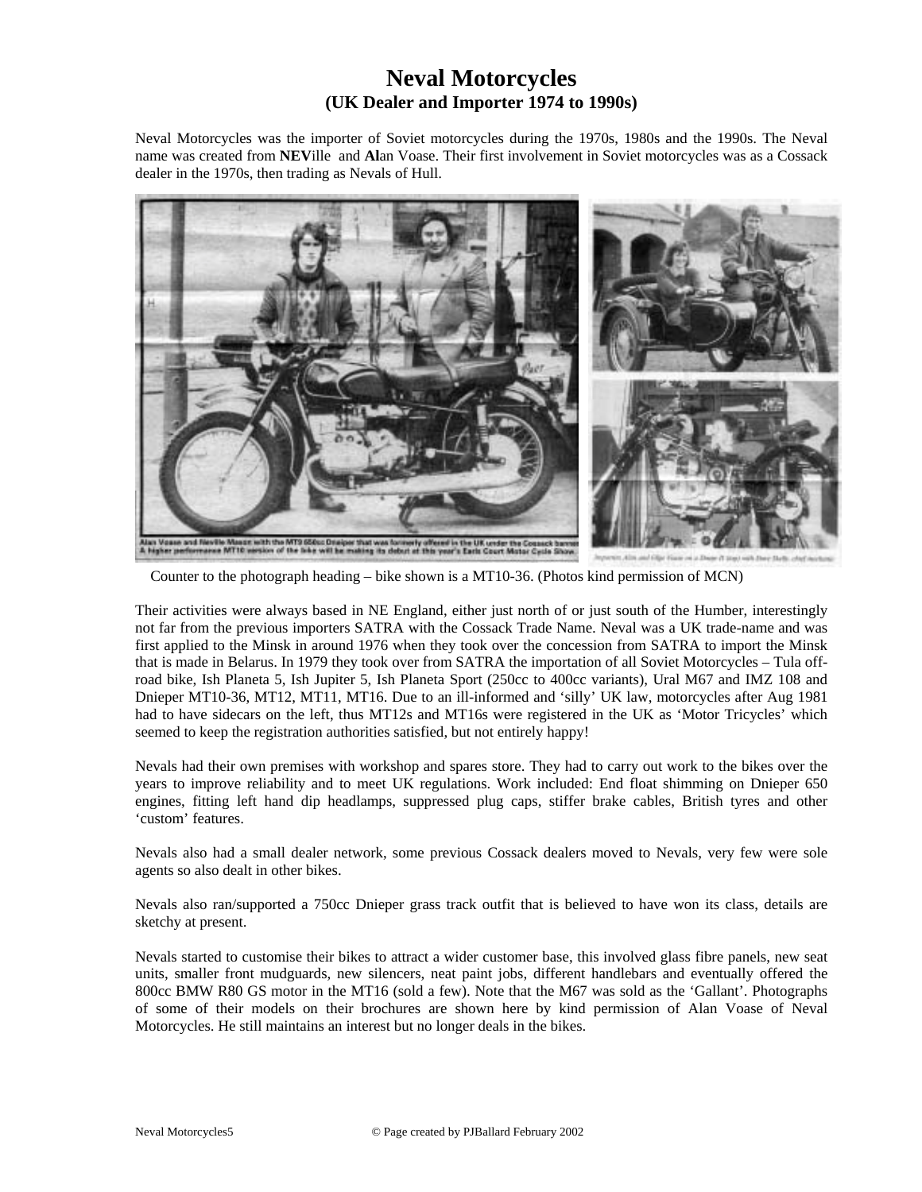# Neval Motorcycles
## (UK Dealer and Importer 1974 to 1990s)

Neval Motorcycles was the importer of Soviet motorcycles during the 1970s, 1980s and the 1990s. The Neval name was created from **NEV**ille and **Al**an Voase. Their first involvement in Soviet motorcycles was as a Cossack dealer in the 1970s, then trading as Nevals of Hull.

Alan Voase and Neville Moase with the MT9 650cc Dnieper that was formerly offered in the UK under the Cossack banner. A higher performance MT10 version of the bike will be making its debut at this year's Earls Court Motor Cycle Show.

Counter to the photograph heading – bike shown is a MT10-36. (Photos kind permission of MCN)

Their activities were always based in NE England, either just north of or just south of the Humber, interestingly not far from the previous importers SATRA with the Cossack Trade Name. Neval was a UK trade-name and was first applied to the Minsk in around 1976 when they took over the concession from SATRA to import the Minsk that is made in Belarus. In 1979 they took over from SATRA the importation of all Soviet Motorcycles – Tula off-road bike, Ish Planeta 5, Ish Jupiter 5, Ish Planeta Sport (250cc to 400cc variants), Ural M67 and IMZ 108 and Dnieper MT10-36, MT12, MT11, MT16. Due to an ill-informed and 'silly' UK law, motorcycles after Aug 1981 had to have sidecars on the left, thus MT12s and MT16s were registered in the UK as 'Motor Tricycles' which seemed to keep the registration authorities satisfied, but not entirely happy!

Nevals had their own premises with workshop and spares store. They had to carry out work to the bikes over the years to improve reliability and to meet UK regulations. Work included: End float shimming on Dnieper 650 engines, fitting left hand dip headlamps, suppressed plug caps, stiffer brake cables, British tyres and other 'custom' features.

Nevals also had a small dealer network, some previous Cossack dealers moved to Nevals, very few were sole agents so also dealt in other bikes.

Nevals also ran/supported a 750cc Dnieper grass track outfit that is believed to have won its class, details are sketchy at present.

Nevals started to customise their bikes to attract a wider customer base, this involved glass fibre panels, new seat units, smaller front mudguards, new silencers, neat paint jobs, different handlebars and eventually offered the 800cc BMW R80 GS motor in the MT16 (sold a few). Note that the M67 was sold as the 'Gallant'. Photographs of some of their models on their brochures are shown here by kind permission of Alan Voase of Neval Motorcycles. He still maintains an interest but no longer deals in the bikes.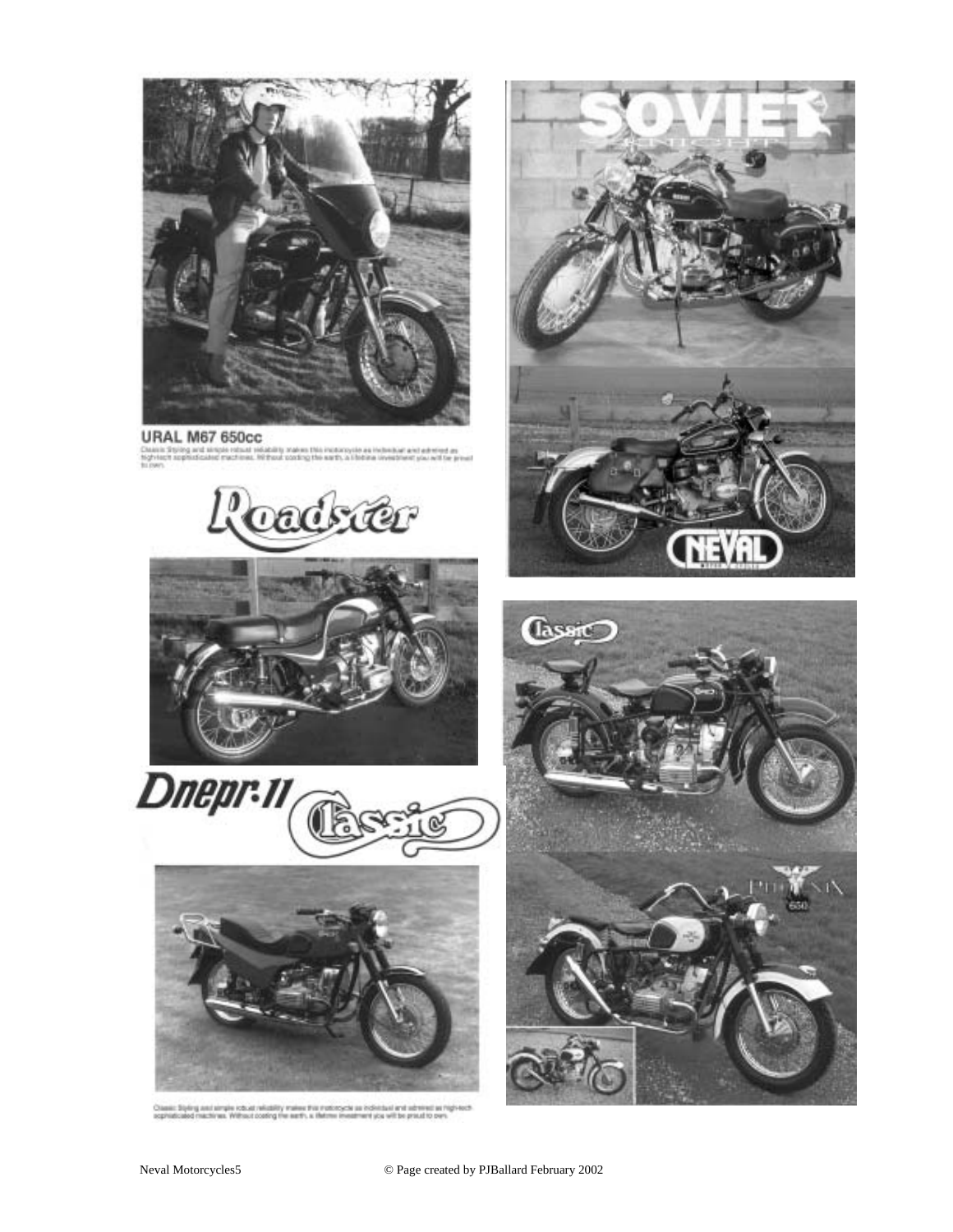## URAL M67 650cc

Classic Styling and simple robust reliability makes this motorcycle as individual and admired as high-tech sophisticated machines. Without costing the earth, a lifetime investment you will be proud to own.

Roadster

Dnepr-11 Classic

Classic Styling and simple robust reliability makes this motorcycle as individual and admired as high-tech sophisticated machines. Without costing the earth, a lifetime investment you will be proud to own.

SOVIET

NEVAL

Classic

PHOENIX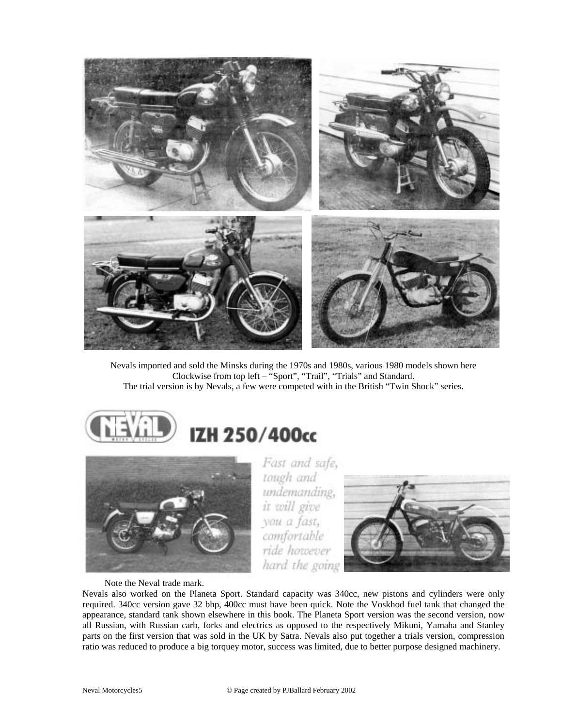Nevals imported and sold the Minsks during the 1970s and 1980s, various 1980 models shown here
Clockwise from top left – "Sport", "Trail", "Trials" and Standard.
The trial version is by Nevals, a few were competed with in the British "Twin Shock" series.

NEVAL **IZH 250/400cc**

*Fast and safe, tough and undemanding, it will give you a fast, comfortable ride however hard the going*

Note the Neval trade mark.

Nevals also worked on the Planeta Sport. Standard capacity was 340cc, new pistons and cylinders were only required. 340cc version gave 32 bhp, 400cc must have been quick. Note the Voskhod fuel tank that changed the appearance, standard tank shown elsewhere in this book. The Planeta Sport version was the second version, now all Russian, with Russian carb, forks and electrics as opposed to the respectively Mikuni, Yamaha and Stanley parts on the first version that was sold in the UK by Satra. Nevals also put together a trials version, compression ratio was reduced to produce a big torquey motor, success was limited, due to better purpose designed machinery.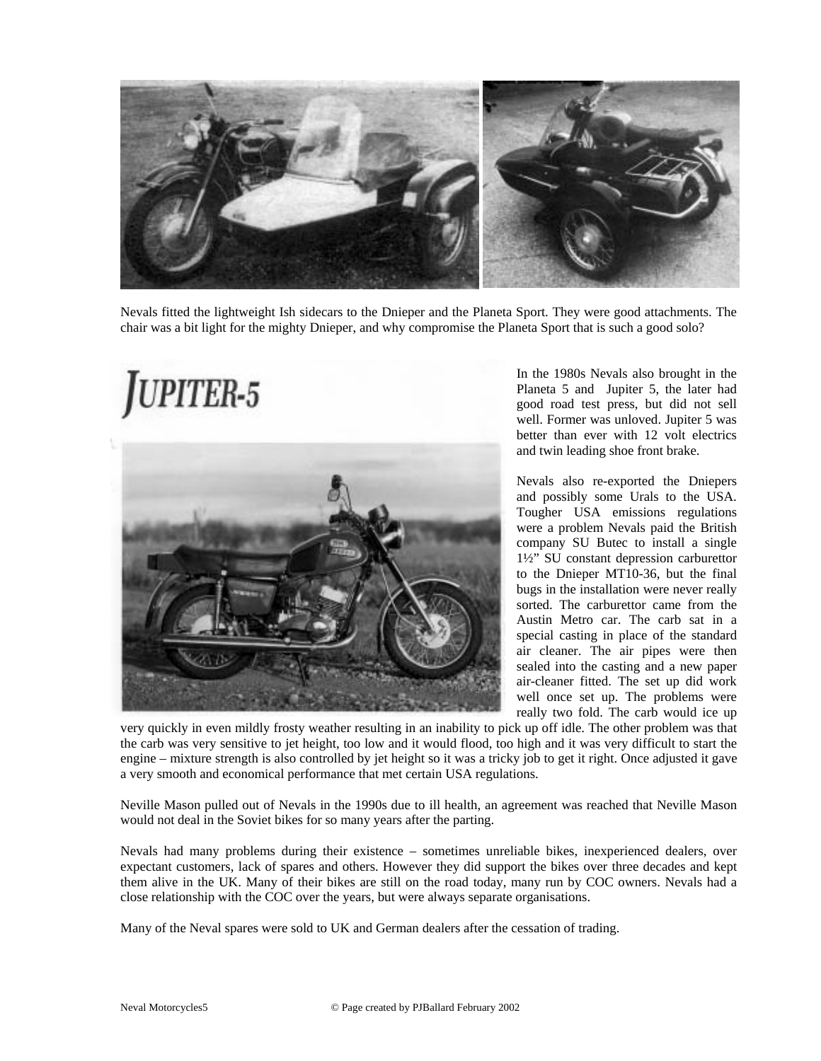Nevals fitted the lightweight Ish sidecars to the Dnieper and the Planeta Sport. They were good attachments. The chair was a bit light for the mighty Dnieper, and why compromise the Planeta Sport that is such a good solo?

JUPITER-5

In the 1980s Nevals also brought in the Planeta 5 and Jupiter 5, the later had good road test press, but did not sell well. Former was unloved. Jupiter 5 was better than ever with 12 volt electrics and twin leading shoe front brake.

Nevals also re-exported the Dniepers and possibly some Urals to the USA. Tougher USA emissions regulations were a problem Nevals paid the British company SU Butec to install a single 1½" SU constant depression carburettor to the Dnieper MT10-36, but the final bugs in the installation were never really sorted. The carburettor came from the Austin Metro car. The carb sat in a special casting in place of the standard air cleaner. The air pipes were then sealed into the casting and a new paper air-cleaner fitted. The set up did work well once set up. The problems were really two fold. The carb would ice up very quickly in even mildly frosty weather resulting in an inability to pick up off idle. The other problem was that the carb was very sensitive to jet height, too low and it would flood, too high and it was very difficult to start the engine – mixture strength is also controlled by jet height so it was a tricky job to get it right. Once adjusted it gave a very smooth and economical performance that met certain USA regulations.

Neville Mason pulled out of Nevals in the 1990s due to ill health, an agreement was reached that Neville Mason would not deal in the Soviet bikes for so many years after the parting.

Nevals had many problems during their existence – sometimes unreliable bikes, inexperienced dealers, over expectant customers, lack of spares and others. However they did support the bikes over three decades and kept them alive in the UK. Many of their bikes are still on the road today, many run by COC owners. Nevals had a close relationship with the COC over the years, but were always separate organisations.

Many of the Neval spares were sold to UK and German dealers after the cessation of trading.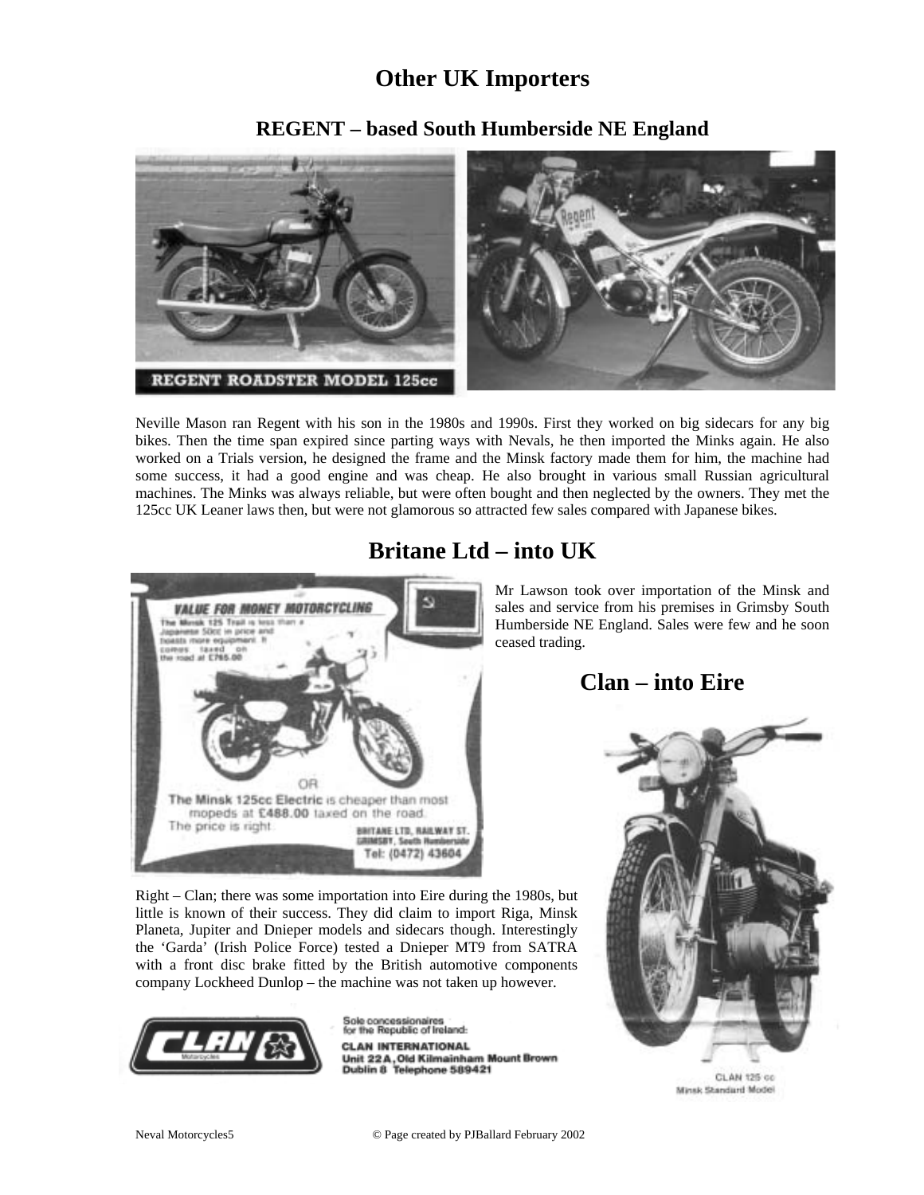# Other UK Importers

## REGENT – based South Humberside NE England

REGENT ROADSTER MODEL 125cc

Neville Mason ran Regent with his son in the 1980s and 1990s. First they worked on big sidecars for any big bikes. Then the time span expired since parting ways with Nevals, he then imported the Minks again. He also worked on a Trials version, he designed the frame and the Minsk factory made them for him, the machine had some success, it had a good engine and was cheap. He also brought in various small Russian agricultural machines. The Minks was always reliable, but were often bought and then neglected by the owners. They met the 125cc UK Leaner laws then, but were not glamorous so attracted few sales compared with Japanese bikes.

## Britane Ltd – into UK

VALUE FOR MONEY MOTORCYCLING

The Minsk 125 Trail is less than a Japanese 50cc in price and boasts more equipment. It comes taxed on the road at £765.00

OR

The Minsk 125cc Electric is cheaper than most mopeds at £488.00 taxed on the road. The price is right.

BRITANE LTD, RAILWAY ST. GRIMSBY, South Humberside Tel: (0472) 43604

Mr Lawson took over importation of the Minsk and sales and service from his premises in Grimsby South Humberside NE England. Sales were few and he soon ceased trading.

## Clan – into Eire

Right – Clan; there was some importation into Eire during the 1980s, but little is known of their success. They did claim to import Riga, Minsk Planeta, Jupiter and Dnieper models and sidecars though. Interestingly the 'Garda' (Irish Police Force) tested a Dnieper MT9 from SATRA with a front disc brake fitted by the British automotive components company Lockheed Dunlop – the machine was not taken up however.

CLAN Motorcycles

Sole concessionaires for the Republic of Ireland:

CLAN INTERNATIONAL

Unit 22A, Old Kilmainham Mount Brown

Dublin 8 Telephone 589421

CLAN 125 cc

Minsk Standard Model